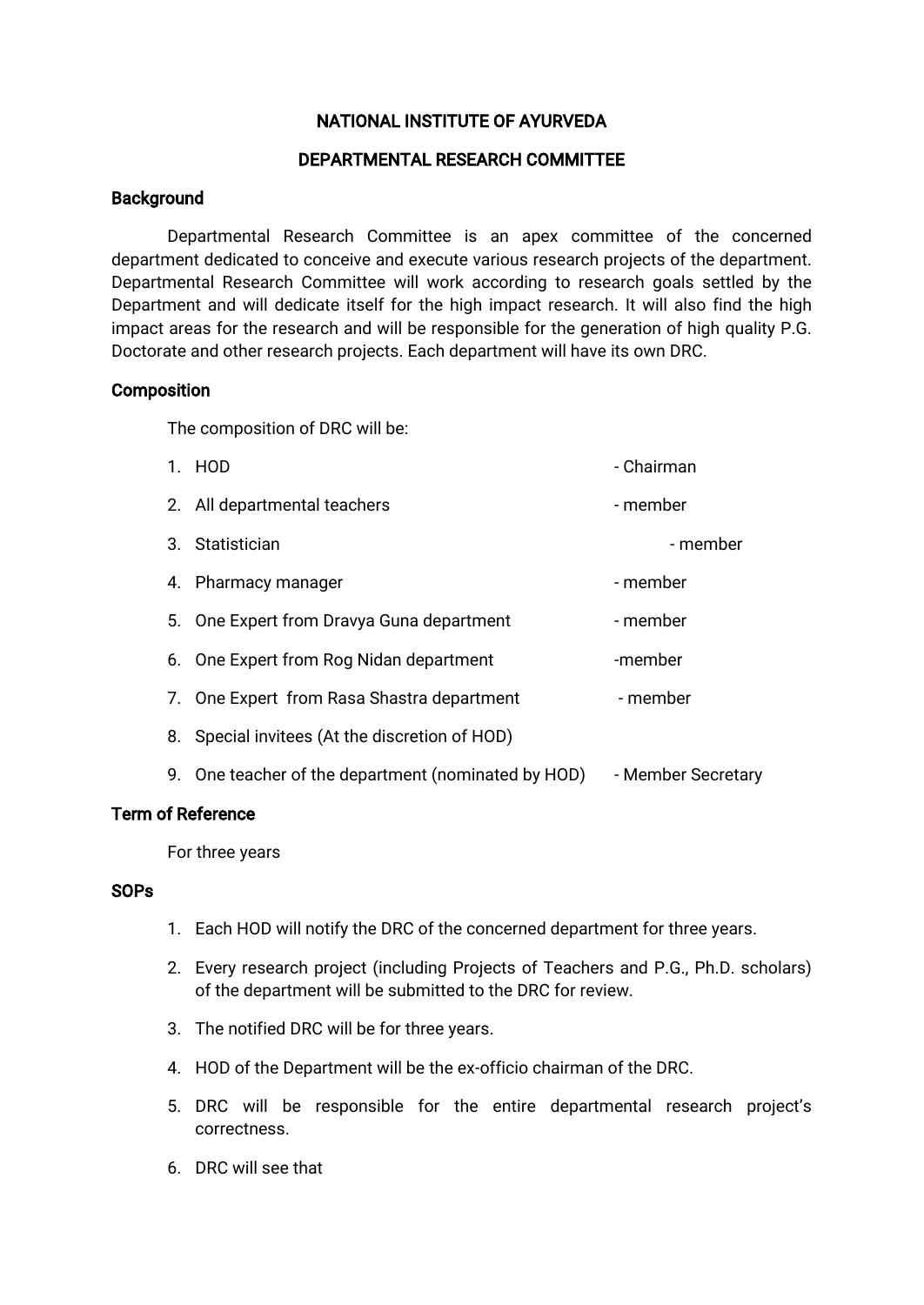# NATIONAL INSTITUTE OF AYURVEDA

## DEPARTMENTAL RESEARCH COMMITTEE

### Background

Departmental Research Committee is an apex committee of the concerned department dedicated to conceive and execute various research projects of the department. Departmental Research Committee will work according to research goals settled by the Department and will dedicate itself for the high impact research. It will also find the high impact areas for the research and will be responsible for the generation of high quality P.G. Doctorate and other research projects. Each department will have its own DRC.

### Composition

The composition of DRC will be:

1. HOD - Chairman
2. All departmental teachers - member
3. Statistician - member
4. Pharmacy manager - member
5. One Expert from Dravya Guna department - member
6. One Expert from Rog Nidan department -member
7. One Expert from Rasa Shastra department - member
8. Special invitees (At the discretion of HOD)
9. One teacher of the department (nominated by HOD) - Member Secretary

### Term of Reference

For three years

### SOPs

1. Each HOD will notify the DRC of the concerned department for three years.
2. Every research project (including Projects of Teachers and P.G., Ph.D. scholars) of the department will be submitted to the DRC for review.
3. The notified DRC will be for three years.
4. HOD of the Department will be the ex-officio chairman of the DRC.
5. DRC will be responsible for the entire departmental research project's correctness.
6. DRC will see that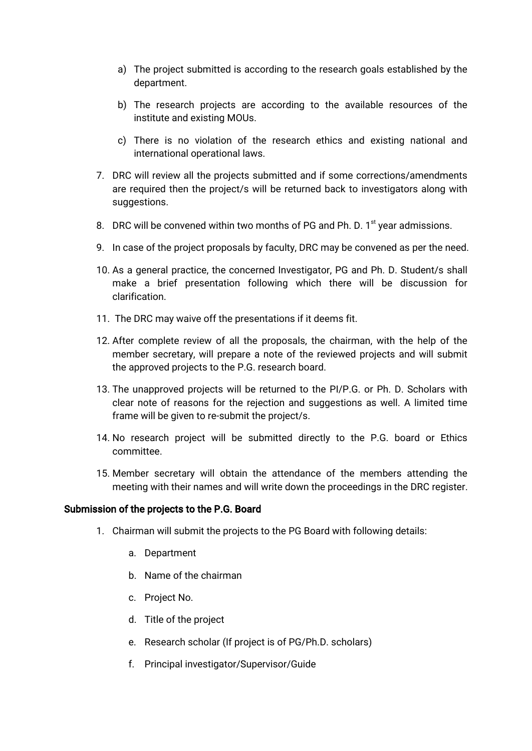a) The project submitted is according to the research goals established by the department.

b) The research projects are according to the available resources of the institute and existing MOUs.

c) There is no violation of the research ethics and existing national and international operational laws.

7. DRC will review all the projects submitted and if some corrections/amendments are required then the project/s will be returned back to investigators along with suggestions.

8. DRC will be convened within two months of PG and Ph. D. 1st year admissions.

9. In case of the project proposals by faculty, DRC may be convened as per the need.

10. As a general practice, the concerned Investigator, PG and Ph. D. Student/s shall make a brief presentation following which there will be discussion for clarification.

11. The DRC may waive off the presentations if it deems fit.

12. After complete review of all the proposals, the chairman, with the help of the member secretary, will prepare a note of the reviewed projects and will submit the approved projects to the P.G. research board.

13. The unapproved projects will be returned to the PI/P.G. or Ph. D. Scholars with clear note of reasons for the rejection and suggestions as well. A limited time frame will be given to re-submit the project/s.

14. No research project will be submitted directly to the P.G. board or Ethics committee.

15. Member secretary will obtain the attendance of the members attending the meeting with their names and will write down the proceedings in the DRC register.

**Submission of the projects to the P.G. Board**

1. Chairman will submit the projects to the PG Board with following details:

    a. Department

    b. Name of the chairman

    c. Project No.

    d. Title of the project

    e. Research scholar (If project is of PG/Ph.D. scholars)

    f. Principal investigator/Supervisor/Guide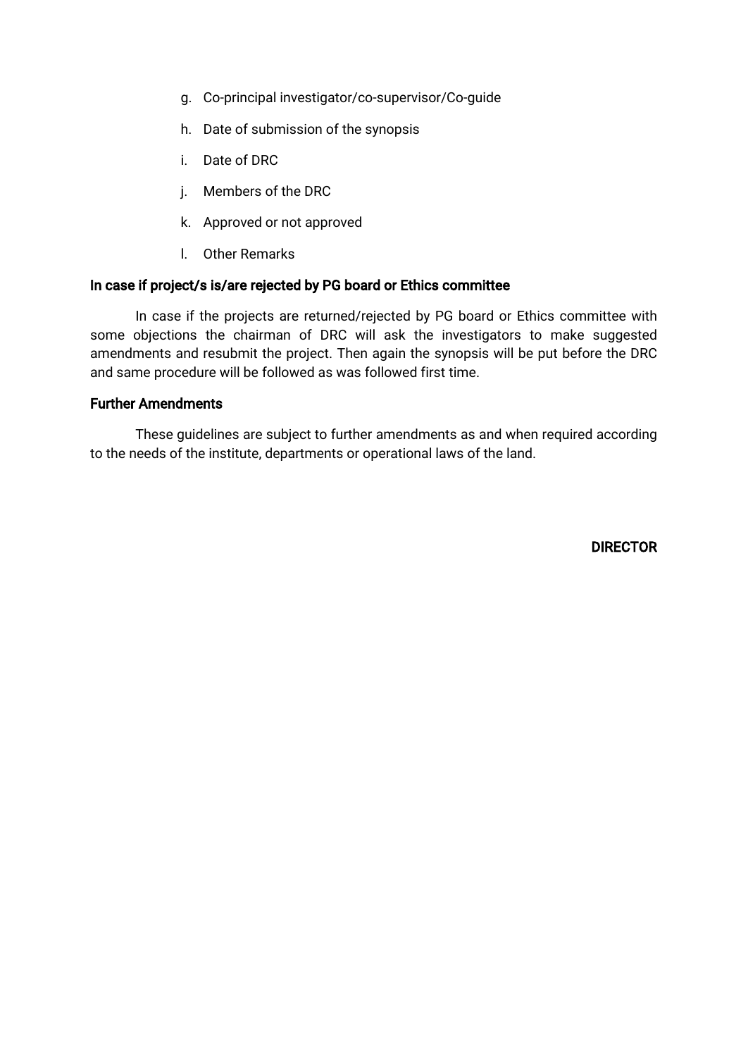g. Co-principal investigator/co-supervisor/Co-guide

h. Date of submission of the synopsis

i. Date of DRC

j. Members of the DRC

k. Approved or not approved

l. Other Remarks

**In case if project/s is/are rejected by PG board or Ethics committee**

In case if the projects are returned/rejected by PG board or Ethics committee with some objections the chairman of DRC will ask the investigators to make suggested amendments and resubmit the project. Then again the synopsis will be put before the DRC and same procedure will be followed as was followed first time.

**Further Amendments**

These guidelines are subject to further amendments as and when required according to the needs of the institute, departments or operational laws of the land.

**DIRECTOR**